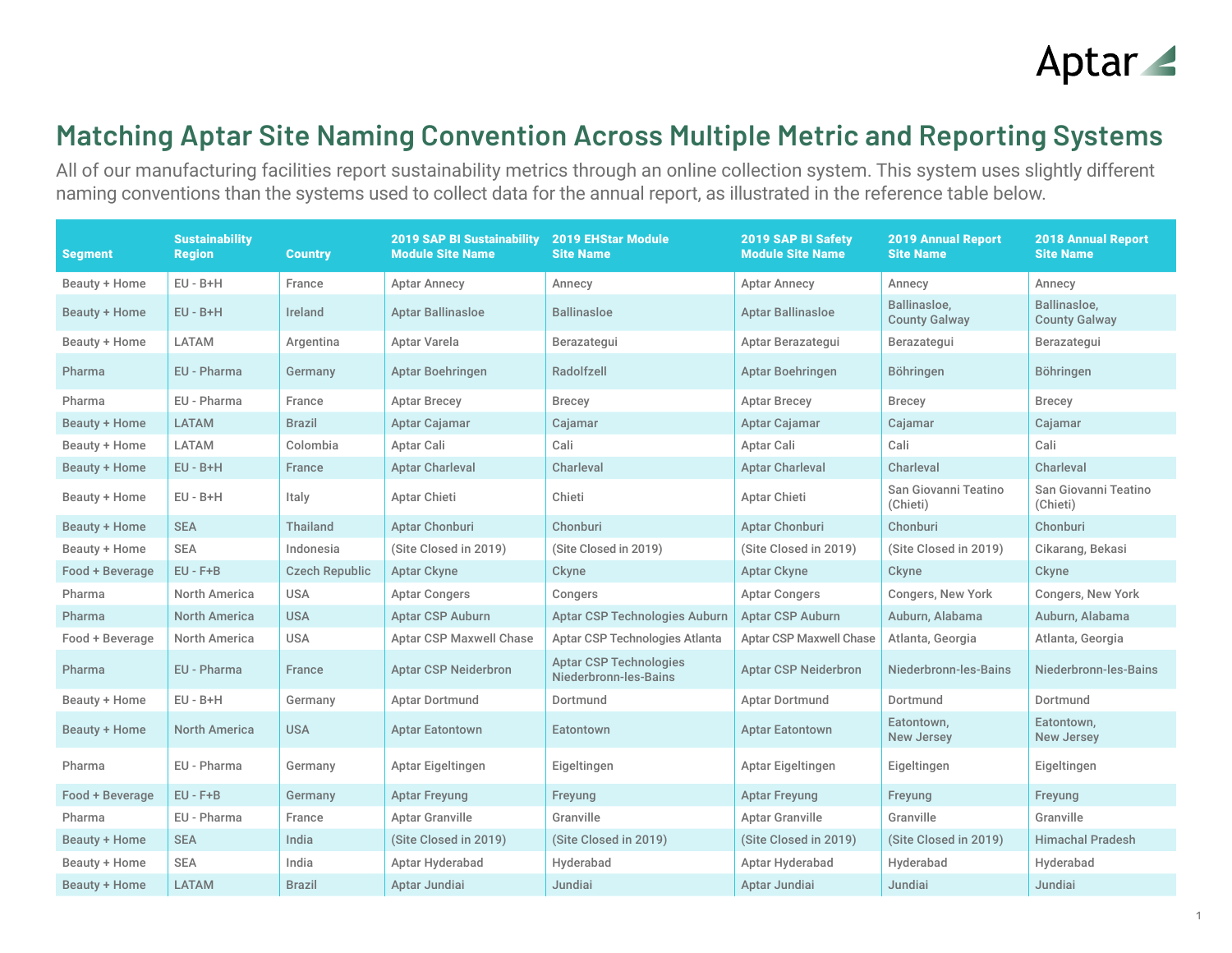Aptar

# Matching Aptar Site Naming Convention Across Multiple Metric and Reporting Systems

All of our manufacturing facilities report sustainability metrics through an online collection system. This system uses slightly different naming conventions than the systems used to collect data for the annual report, as illustrated in the reference table below.

| Segment | Sustainability Region | Country | 2019 SAP BI Sustainability Module Site Name | 2019 EHStar Module Site Name | 2019 SAP BI Safety Module Site Name | 2019 Annual Report Site Name | 2018 Annual Report Site Name |
|---|---|---|---|---|---|---|---|
| Beauty + Home | EU - B+H | France | Aptar Annecy | Annecy | Aptar Annecy | Annecy | Annecy |
| Beauty + Home | EU - B+H | Ireland | Aptar Ballinasloe | Ballinasloe | Aptar Ballinasloe | Ballinasloe, County Galway | Ballinasloe, County Galway |
| Beauty + Home | LATAM | Argentina | Aptar Varela | Berazategui | Aptar Berazategui | Berazategui | Berazategui |
| Pharma | EU - Pharma | Germany | Aptar Boehringen | Radolfzell | Aptar Boehringen | Böhringen | Böhringen |
| Pharma | EU - Pharma | France | Aptar Brecey | Brecey | Aptar Brecey | Brecey | Brecey |
| Beauty + Home | LATAM | Brazil | Aptar Cajamar | Cajamar | Aptar Cajamar | Cajamar | Cajamar |
| Beauty + Home | LATAM | Colombia | Aptar Cali | Cali | Aptar Cali | Cali | Cali |
| Beauty + Home | EU - B+H | France | Aptar Charleval | Charleval | Aptar Charleval | Charleval | Charleval |
| Beauty + Home | EU - B+H | Italy | Aptar Chieti | Chieti | Aptar Chieti | San Giovanni Teatino (Chieti) | San Giovanni Teatino (Chieti) |
| Beauty + Home | SEA | Thailand | Aptar Chonburi | Chonburi | Aptar Chonburi | Chonburi | Chonburi |
| Beauty + Home | SEA | Indonesia | (Site Closed in 2019) | (Site Closed in 2019) | (Site Closed in 2019) | (Site Closed in 2019) | Cikarang, Bekasi |
| Food + Beverage | EU - F+B | Czech Republic | Aptar Ckyne | Ckyne | Aptar Ckyne | Ckyne | Ckyne |
| Pharma | North America | USA | Aptar Congers | Congers | Aptar Congers | Congers, New York | Congers, New York |
| Pharma | North America | USA | Aptar CSP Auburn | Aptar CSP Technologies Auburn | Aptar CSP Auburn | Auburn, Alabama | Auburn, Alabama |
| Food + Beverage | North America | USA | Aptar CSP Maxwell Chase | Aptar CSP Technologies Atlanta | Aptar CSP Maxwell Chase | Atlanta, Georgia | Atlanta, Georgia |
| Pharma | EU - Pharma | France | Aptar CSP Neiderbron | Aptar CSP Technologies Niederbronn-les-Bains | Aptar CSP Neiderbron | Niederbronn-les-Bains | Niederbronn-les-Bains |
| Beauty + Home | EU - B+H | Germany | Aptar Dortmund | Dortmund | Aptar Dortmund | Dortmund | Dortmund |
| Beauty + Home | North America | USA | Aptar Eatontown | Eatontown | Aptar Eatontown | Eatontown, New Jersey | Eatontown, New Jersey |
| Pharma | EU - Pharma | Germany | Aptar Eigeltingen | Eigeltingen | Aptar Eigeltingen | Eigeltingen | Eigeltingen |
| Food + Beverage | EU - F+B | Germany | Aptar Freyung | Freyung | Aptar Freyung | Freyung | Freyung |
| Pharma | EU - Pharma | France | Aptar Granville | Granville | Aptar Granville | Granville | Granville |
| Beauty + Home | SEA | India | (Site Closed in 2019) | (Site Closed in 2019) | (Site Closed in 2019) | (Site Closed in 2019) | Himachal Pradesh |
| Beauty + Home | SEA | India | Aptar Hyderabad | Hyderabad | Aptar Hyderabad | Hyderabad | Hyderabad |
| Beauty + Home | LATAM | Brazil | Aptar Jundiai | Jundiai | Aptar Jundiai | Jundiai | Jundiai |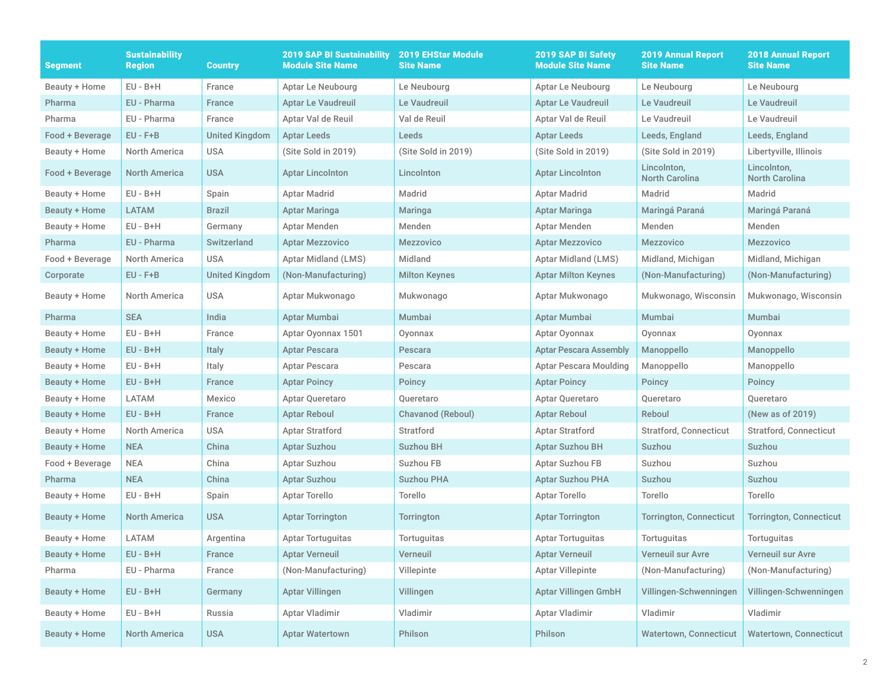| Segment | Sustainability Region | Country | 2019 SAP BI Sustainability Module Site Name | 2019 EHStar Module Site Name | 2019 SAP BI Safety Module Site Name | 2019 Annual Report Site Name | 2018 Annual Report Site Name |
|---|---|---|---|---|---|---|---|
| Beauty + Home | EU - B+H | France | Aptar Le Neubourg | Le Neubourg | Aptar Le Neubourg | Le Neubourg | Le Neubourg |
| Pharma | EU - Pharma | France | Aptar Le Vaudreuil | Le Vaudreuil | Aptar Le Vaudreuil | Le Vaudreuil | Le Vaudreuil |
| Pharma | EU - Pharma | France | Aptar Val de Reuil | Val de Reuil | Aptar Val de Reuil | Le Vaudreuil | Le Vaudreuil |
| Food + Beverage | EU - F+B | United Kingdom | Aptar Leeds | Leeds | Aptar Leeds | Leeds, England | Leeds, England |
| Beauty + Home | North America | USA | (Site Sold in 2019) | (Site Sold in 2019) | (Site Sold in 2019) | (Site Sold in 2019) | Libertyville, Illinois |
| Food + Beverage | North America | USA | Aptar Lincolnton | Lincolnton | Aptar Lincolnton | Lincolnton, North Carolina | Lincolnton, North Carolina |
| Beauty + Home | EU - B+H | Spain | Aptar Madrid | Madrid | Aptar Madrid | Madrid | Madrid |
| Beauty + Home | LATAM | Brazil | Aptar Maringa | Maringa | Aptar Maringa | Maringá Paraná | Maringá Paraná |
| Beauty + Home | EU - B+H | Germany | Aptar Menden | Menden | Aptar Menden | Menden | Menden |
| Pharma | EU - Pharma | Switzerland | Aptar Mezzovico | Mezzovico | Aptar Mezzovico | Mezzovico | Mezzovico |
| Food + Beverage | North America | USA | Aptar Midland (LMS) | Midland | Aptar Midland (LMS) | Midland, Michigan | Midland, Michigan |
| Corporate | EU - F+B | United Kingdom | (Non-Manufacturing) | Milton Keynes | Aptar Milton Keynes | (Non-Manufacturing) | (Non-Manufacturing) |
| Beauty + Home | North America | USA | Aptar Mukwonago | Mukwonago | Aptar Mukwonago | Mukwonago, Wisconsin | Mukwonago, Wisconsin |
| Pharma | SEA | India | Aptar Mumbai | Mumbai | Aptar Mumbai | Mumbai | Mumbai |
| Beauty + Home | EU - B+H | France | Aptar Oyonnax 1501 | Oyonnax | Aptar Oyonnax | Oyonnax | Oyonnax |
| Beauty + Home | EU - B+H | Italy | Aptar Pescara | Pescara | Aptar Pescara Assembly | Manoppello | Manoppello |
| Beauty + Home | EU - B+H | Italy | Aptar Pescara | Pescara | Aptar Pescara Moulding | Manoppello | Manoppello |
| Beauty + Home | EU - B+H | France | Aptar Poincy | Poincy | Aptar Poincy | Poincy | Poincy |
| Beauty + Home | LATAM | Mexico | Aptar Queretaro | Queretaro | Aptar Queretaro | Queretaro | Queretaro |
| Beauty + Home | EU - B+H | France | Aptar Reboul | Chavanod (Reboul) | Aptar Reboul | Reboul | (New as of 2019) |
| Beauty + Home | North America | USA | Aptar Stratford | Stratford | Aptar Stratford | Stratford, Connecticut | Stratford, Connecticut |
| Beauty + Home | NEA | China | Aptar Suzhou | Suzhou BH | Aptar Suzhou BH | Suzhou | Suzhou |
| Food + Beverage | NEA | China | Aptar Suzhou | Suzhou FB | Aptar Suzhou FB | Suzhou | Suzhou |
| Pharma | NEA | China | Aptar Suzhou | Suzhou PHA | Aptar Suzhou PHA | Suzhou | Suzhou |
| Beauty + Home | EU - B+H | Spain | Aptar Torello | Torello | Aptar Torello | Torello | Torello |
| Beauty + Home | North America | USA | Aptar Torrington | Torrington | Aptar Torrington | Torrington, Connecticut | Torrington, Connecticut |
| Beauty + Home | LATAM | Argentina | Aptar Tortuguitas | Tortuguitas | Aptar Tortuguitas | Tortuguitas | Tortuguitas |
| Beauty + Home | EU - B+H | France | Aptar Verneuil | Verneuil | Aptar Verneuil | Verneuil sur Avre | Verneuil sur Avre |
| Pharma | EU - Pharma | France | (Non-Manufacturing) | Villepinte | Aptar Villepinte | (Non-Manufacturing) | (Non-Manufacturing) |
| Beauty + Home | EU - B+H | Germany | Aptar Villingen | Villingen | Aptar Villingen GmbH | Villingen-Schwenningen | Villingen-Schwenningen |
| Beauty + Home | EU - B+H | Russia | Aptar Vladimir | Vladimir | Aptar Vladimir | Vladimir | Vladimir |
| Beauty + Home | North America | USA | Aptar Watertown | Philson | Philson | Watertown, Connecticut | Watertown, Connecticut |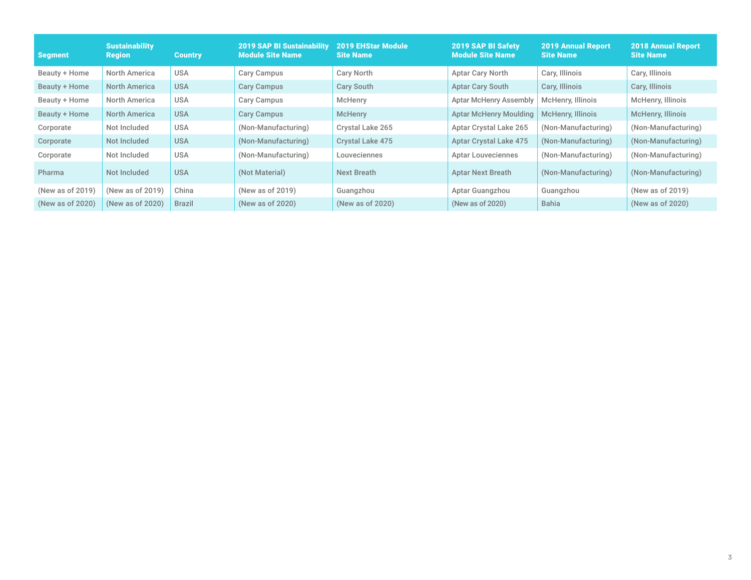| Segment | Sustainability Region | Country | 2019 SAP BI Sustainability Module Site Name | 2019 EHStar Module Site Name | 2019 SAP BI Safety Module Site Name | 2019 Annual Report Site Name | 2018 Annual Report Site Name |
|---|---|---|---|---|---|---|---|
| Beauty + Home | North America | USA | Cary Campus | Cary North | Aptar Cary North | Cary, Illinois | Cary, Illinois |
| Beauty + Home | North America | USA | Cary Campus | Cary South | Aptar Cary South | Cary, Illinois | Cary, Illinois |
| Beauty + Home | North America | USA | Cary Campus | McHenry | Aptar McHenry Assembly | McHenry, Illinois | McHenry, Illinois |
| Beauty + Home | North America | USA | Cary Campus | McHenry | Aptar McHenry Moulding | McHenry, Illinois | McHenry, Illinois |
| Corporate | Not Included | USA | (Non-Manufacturing) | Crystal Lake 265 | Aptar Crystal Lake 265 | (Non-Manufacturing) | (Non-Manufacturing) |
| Corporate | Not Included | USA | (Non-Manufacturing) | Crystal Lake 475 | Aptar Crystal Lake 475 | (Non-Manufacturing) | (Non-Manufacturing) |
| Corporate | Not Included | USA | (Non-Manufacturing) | Louveciennes | Aptar Louveciennes | (Non-Manufacturing) | (Non-Manufacturing) |
| Pharma | Not Included | USA | (Not Material) | Next Breath | Aptar Next Breath | (Non-Manufacturing) | (Non-Manufacturing) |
| (New as of 2019) | (New as of 2019) | China | (New as of 2019) | Guangzhou | Aptar Guangzhou | Guangzhou | (New as of 2019) |
| (New as of 2020) | (New as of 2020) | Brazil | (New as of 2020) | (New as of 2020) | (New as of 2020) | Bahia | (New as of 2020) |